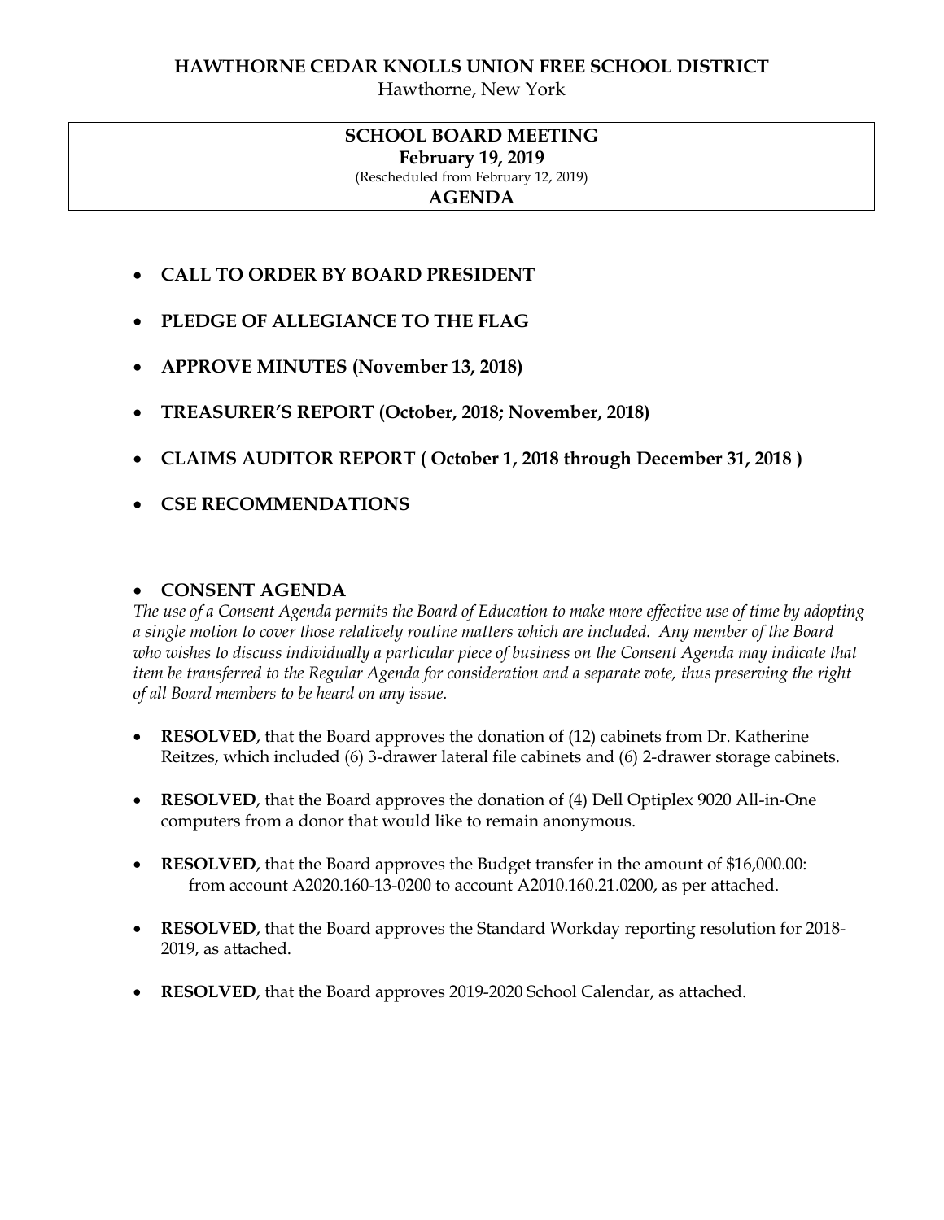**HAWTHORNE CEDAR KNOLLS UNION FREE SCHOOL DISTRICT**

Hawthorne, New York

**SCHOOL BOARD MEETING**

**February 19, 2019**

(Rescheduled from February 12, 2019)

**AGENDA**

- **CALL TO ORDER BY BOARD PRESIDENT**
- **PLEDGE OF ALLEGIANCE TO THE FLAG**
- **APPROVE MINUTES (November 13, 2018)**
- **TREASURER'S REPORT (October, 2018; November, 2018)**
- **CLAIMS AUDITOR REPORT ( October 1, 2018 through December 31, 2018 )**
- **CSE RECOMMENDATIONS**

- **CONSENT AGENDA**

*The use of a Consent Agenda permits the Board of Education to make more effective use of time by adopting a single motion to cover those relatively routine matters which are included. Any member of the Board who wishes to discuss individually a particular piece of business on the Consent Agenda may indicate that item be transferred to the Regular Agenda for consideration and a separate vote, thus preserving the right of all Board members to be heard on any issue.*

- **RESOLVED**, that the Board approves the donation of (12) cabinets from Dr. Katherine Reitzes, which included (6) 3-drawer lateral file cabinets and (6) 2-drawer storage cabinets.
- **RESOLVED**, that the Board approves the donation of (4) Dell Optiplex 9020 All-in-One computers from a donor that would like to remain anonymous.
- **RESOLVED**, that the Board approves the Budget transfer in the amount of $16,000.00: from account A2020.160-13-0200 to account A2010.160.21.0200, as per attached.
- **RESOLVED**, that the Board approves the Standard Workday reporting resolution for 2018-2019, as attached.
- **RESOLVED**, that the Board approves 2019-2020 School Calendar, as attached.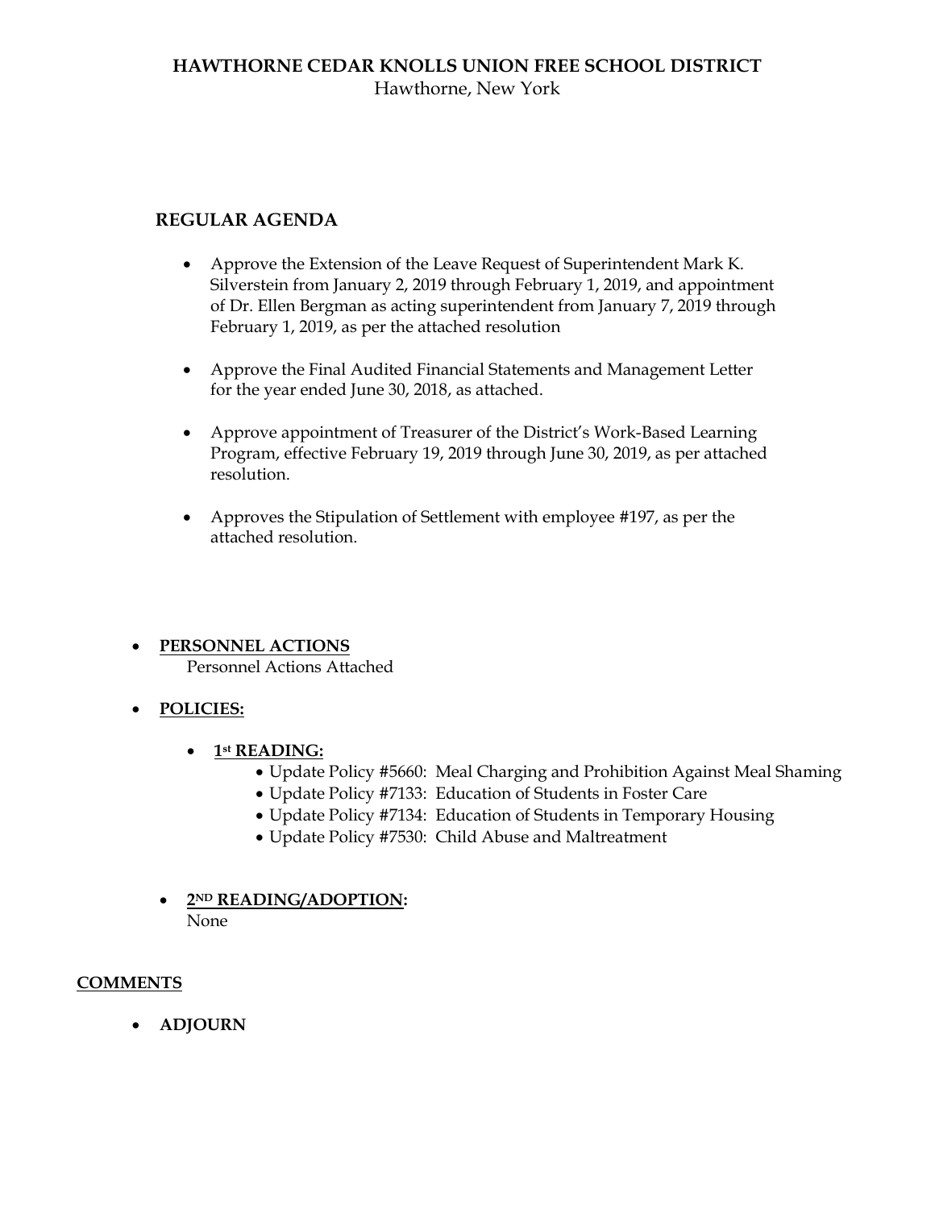**HAWTHORNE CEDAR KNOLLS UNION FREE SCHOOL DISTRICT**
Hawthorne, New York

## REGULAR AGENDA

- Approve the Extension of the Leave Request of Superintendent Mark K. Silverstein from January 2, 2019 through February 1, 2019, and appointment of Dr. Ellen Bergman as acting superintendent from January 7, 2019 through February 1, 2019, as per the attached resolution

- Approve the Final Audited Financial Statements and Management Letter for the year ended June 30, 2018, as attached.

- Approve appointment of Treasurer of the District's Work-Based Learning Program, effective February 19, 2019 through June 30, 2019, as per attached resolution.

- Approves the Stipulation of Settlement with employee #197, as per the attached resolution.

- **PERSONNEL ACTIONS**
  Personnel Actions Attached

- **POLICIES:**

  - **1st READING:**
    - Update Policy #5660: Meal Charging and Prohibition Against Meal Shaming
    - Update Policy #7133: Education of Students in Foster Care
    - Update Policy #7134: Education of Students in Temporary Housing
    - Update Policy #7530: Child Abuse and Maltreatment

  - **2ND READING/ADOPTION:**
    None

**COMMENTS**

- **ADJOURN**